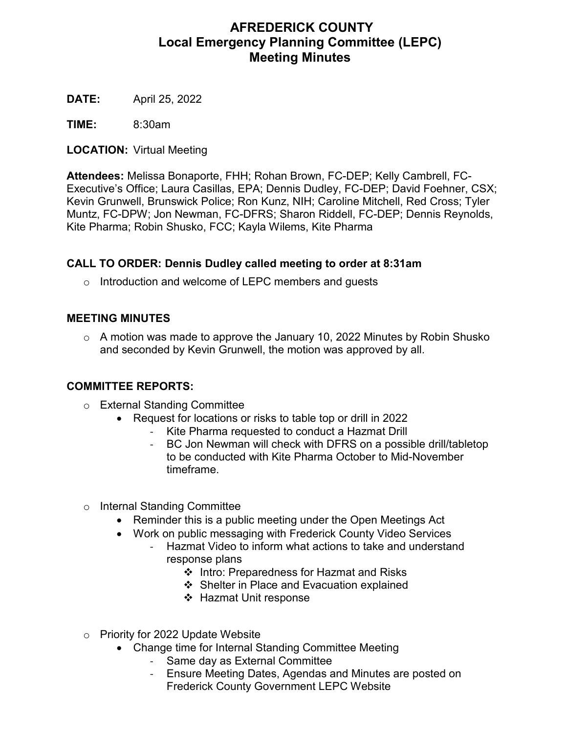# AFREDERICK COUNTY
## Local Emergency Planning Committee (LEPC)
## Meeting Minutes

**DATE:** April 25, 2022

**TIME:** 8:30am

**LOCATION:** Virtual Meeting

**Attendees:** Melissa Bonaporte, FHH; Rohan Brown, FC-DEP; Kelly Cambrell, FC-Executive's Office; Laura Casillas, EPA; Dennis Dudley, FC-DEP; David Foehner, CSX; Kevin Grunwell, Brunswick Police; Ron Kunz, NIH; Caroline Mitchell, Red Cross; Tyler Muntz, FC-DPW; Jon Newman, FC-DFRS; Sharon Riddell, FC-DEP; Dennis Reynolds, Kite Pharma; Robin Shusko, FCC; Kayla Wilems, Kite Pharma

### CALL TO ORDER: Dennis Dudley called meeting to order at 8:31am

- Introduction and welcome of LEPC members and guests

### MEETING MINUTES

- A motion was made to approve the January 10, 2022 Minutes by Robin Shusko and seconded by Kevin Grunwell, the motion was approved by all.

### COMMITTEE REPORTS:

- External Standing Committee
  - Request for locations or risks to table top or drill in 2022
    - Kite Pharma requested to conduct a Hazmat Drill
    - BC Jon Newman will check with DFRS on a possible drill/tabletop to be conducted with Kite Pharma October to Mid-November timeframe.

- Internal Standing Committee
  - Reminder this is a public meeting under the Open Meetings Act
  - Work on public messaging with Frederick County Video Services
    - Hazmat Video to inform what actions to take and understand response plans
      - Intro: Preparedness for Hazmat and Risks
      - Shelter in Place and Evacuation explained
      - Hazmat Unit response

- Priority for 2022 Update Website
  - Change time for Internal Standing Committee Meeting
    - Same day as External Committee
    - Ensure Meeting Dates, Agendas and Minutes are posted on Frederick County Government LEPC Website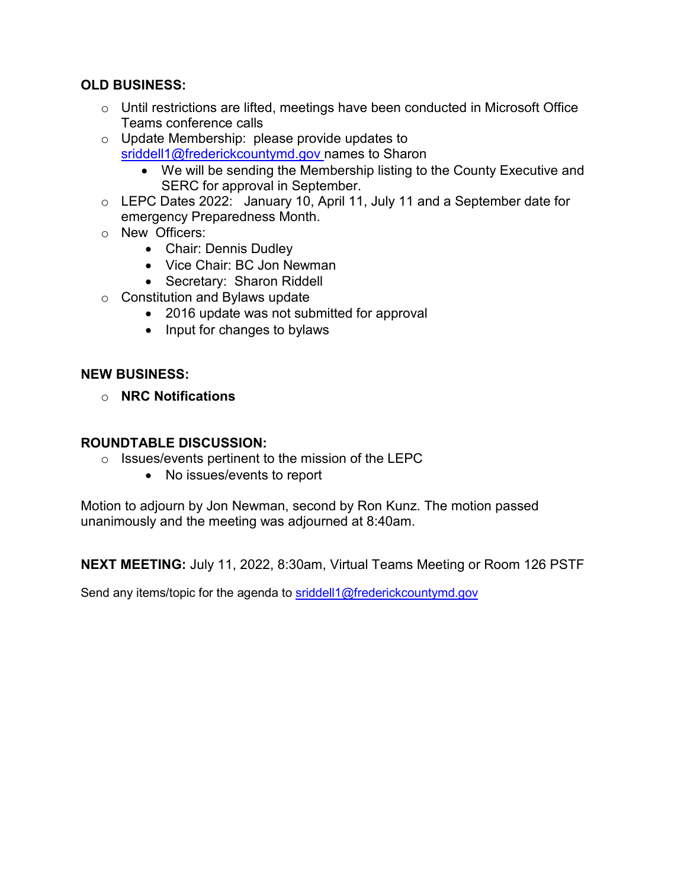**OLD BUSINESS:**

- Until restrictions are lifted, meetings have been conducted in Microsoft Office Teams conference calls
- Update Membership: please provide updates to sriddell1@frederickcountymd.gov names to Sharon
  - We will be sending the Membership listing to the County Executive and SERC for approval in September.
- LEPC Dates 2022: January 10, April 11, July 11 and a September date for emergency Preparedness Month.
- New Officers:
  - Chair: Dennis Dudley
  - Vice Chair: BC Jon Newman
  - Secretary: Sharon Riddell
- Constitution and Bylaws update
  - 2016 update was not submitted for approval
  - Input for changes to bylaws

**NEW BUSINESS:**

- **NRC Notifications**

**ROUNDTABLE DISCUSSION:**

- Issues/events pertinent to the mission of the LEPC
  - No issues/events to report

Motion to adjourn by Jon Newman, second by Ron Kunz. The motion passed unanimously and the meeting was adjourned at 8:40am.

**NEXT MEETING:** July 11, 2022, 8:30am, Virtual Teams Meeting or Room 126 PSTF

Send any items/topic for the agenda to sriddell1@frederickcountymd.gov